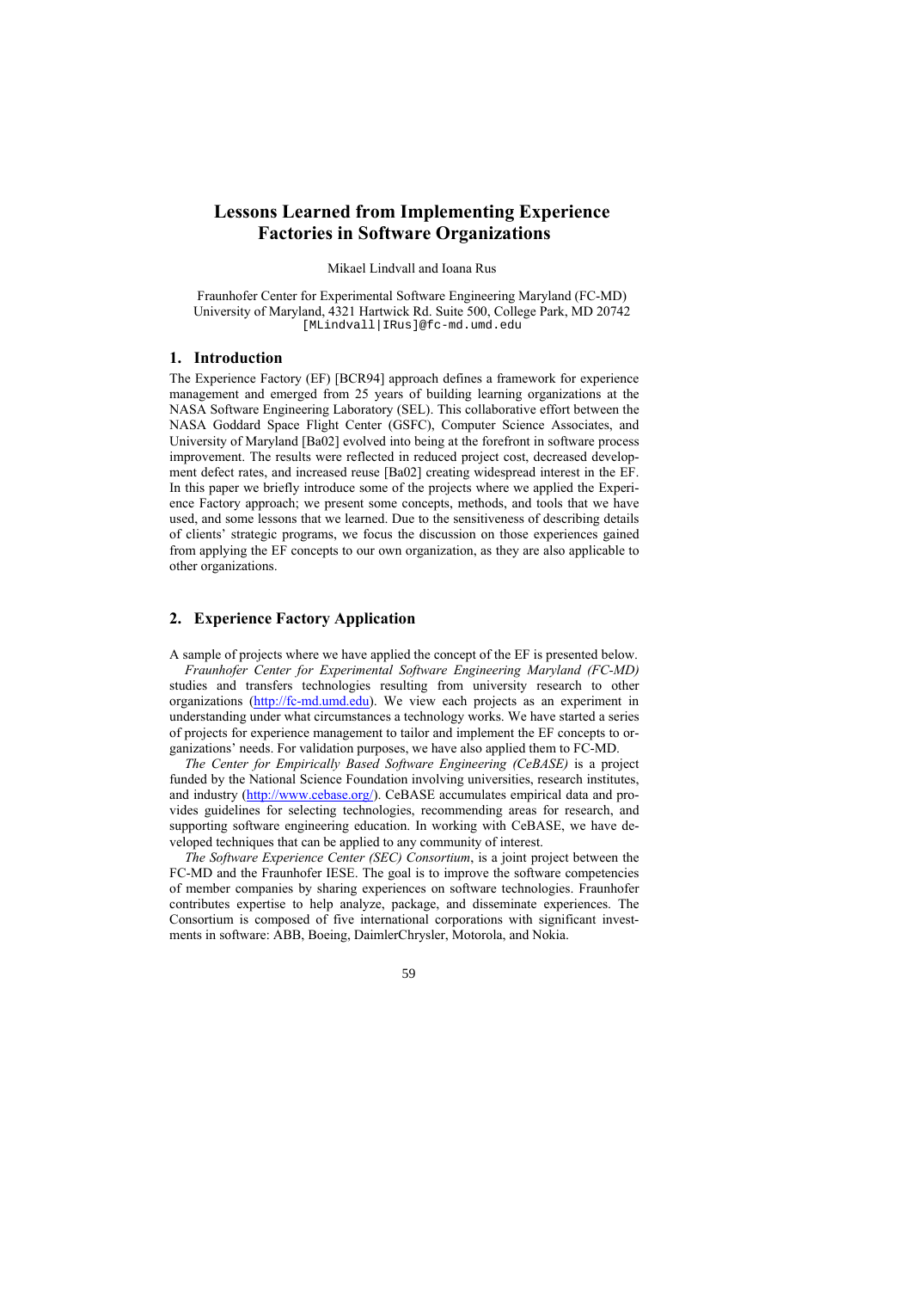# Lessons Learned from Implementing Experience Factories in Software Organizations

Mikael Lindvall and Ioana Rus

Fraunhofer Center for Experimental Software Engineering Maryland (FC-MD)
University of Maryland, 4321 Hartwick Rd. Suite 500, College Park, MD 20742
[MLindvall|IRus]@fc-md.umd.edu

## 1. Introduction

The Experience Factory (EF) [BCR94] approach defines a framework for experience management and emerged from 25 years of building learning organizations at the NASA Software Engineering Laboratory (SEL). This collaborative effort between the NASA Goddard Space Flight Center (GSFC), Computer Science Associates, and University of Maryland [Ba02] evolved into being at the forefront in software process improvement. The results were reflected in reduced project cost, decreased development defect rates, and increased reuse [Ba02] creating widespread interest in the EF. In this paper we briefly introduce some of the projects where we applied the Experience Factory approach; we present some concepts, methods, and tools that we have used, and some lessons that we learned. Due to the sensitiveness of describing details of clients' strategic programs, we focus the discussion on those experiences gained from applying the EF concepts to our own organization, as they are also applicable to other organizations.

## 2. Experience Factory Application

A sample of projects where we have applied the concept of the EF is presented below.

*Fraunhofer Center for Experimental Software Engineering Maryland (FC-MD)* studies and transfers technologies resulting from university research to other organizations (http://fc-md.umd.edu). We view each projects as an experiment in understanding under what circumstances a technology works. We have started a series of projects for experience management to tailor and implement the EF concepts to organizations' needs. For validation purposes, we have also applied them to FC-MD.

*The Center for Empirically Based Software Engineering (CeBASE)* is a project funded by the National Science Foundation involving universities, research institutes, and industry (http://www.cebase.org/). CeBASE accumulates empirical data and provides guidelines for selecting technologies, recommending areas for research, and supporting software engineering education. In working with CeBASE, we have developed techniques that can be applied to any community of interest.

*The Software Experience Center (SEC) Consortium*, is a joint project between the FC-MD and the Fraunhofer IESE. The goal is to improve the software competencies of member companies by sharing experiences on software technologies. Fraunhofer contributes expertise to help analyze, package, and disseminate experiences. The Consortium is composed of five international corporations with significant investments in software: ABB, Boeing, DaimlerChrysler, Motorola, and Nokia.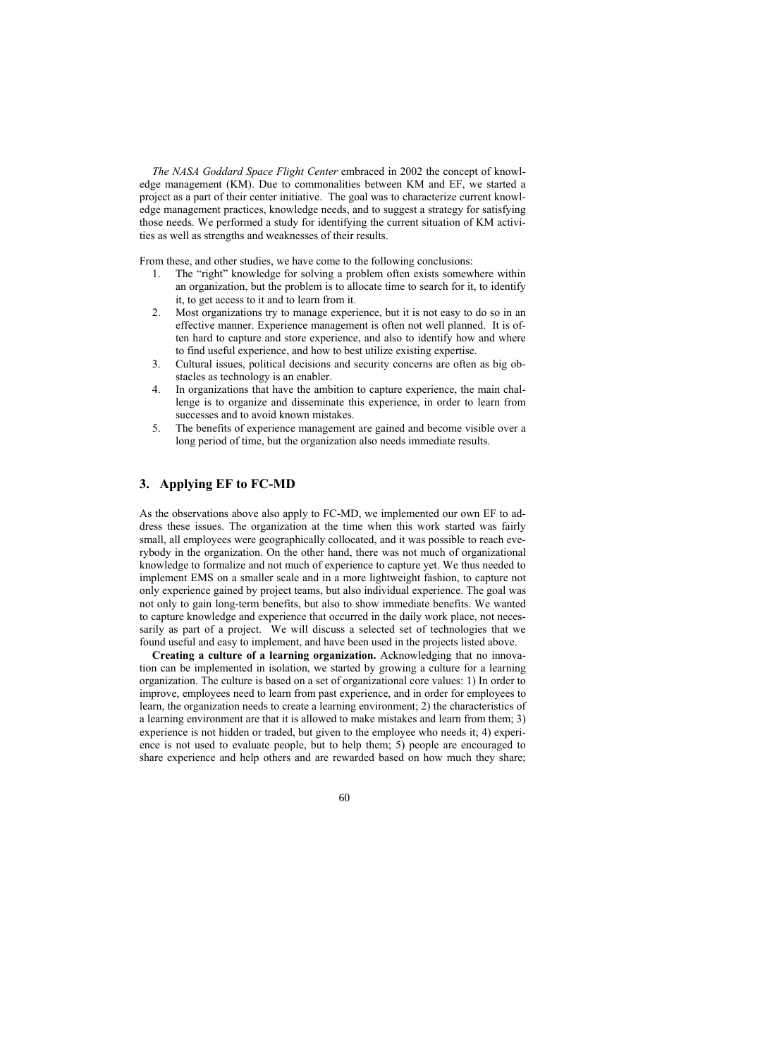*The NASA Goddard Space Flight Center* embraced in 2002 the concept of knowledge management (KM). Due to commonalities between KM and EF, we started a project as a part of their center initiative. The goal was to characterize current knowledge management practices, knowledge needs, and to suggest a strategy for satisfying those needs. We performed a study for identifying the current situation of KM activities as well as strengths and weaknesses of their results.

From these, and other studies, we have come to the following conclusions:

1. The "right" knowledge for solving a problem often exists somewhere within an organization, but the problem is to allocate time to search for it, to identify it, to get access to it and to learn from it.
2. Most organizations try to manage experience, but it is not easy to do so in an effective manner. Experience management is often not well planned. It is often hard to capture and store experience, and also to identify how and where to find useful experience, and how to best utilize existing expertise.
3. Cultural issues, political decisions and security concerns are often as big obstacles as technology is an enabler.
4. In organizations that have the ambition to capture experience, the main challenge is to organize and disseminate this experience, in order to learn from successes and to avoid known mistakes.
5. The benefits of experience management are gained and become visible over a long period of time, but the organization also needs immediate results.

## 3. Applying EF to FC-MD

As the observations above also apply to FC-MD, we implemented our own EF to address these issues. The organization at the time when this work started was fairly small, all employees were geographically collocated, and it was possible to reach everybody in the organization. On the other hand, there was not much of organizational knowledge to formalize and not much of experience to capture yet. We thus needed to implement EMS on a smaller scale and in a more lightweight fashion, to capture not only experience gained by project teams, but also individual experience. The goal was not only to gain long-term benefits, but also to show immediate benefits. We wanted to capture knowledge and experience that occurred in the daily work place, not necessarily as part of a project. We will discuss a selected set of technologies that we found useful and easy to implement, and have been used in the projects listed above.

**Creating a culture of a learning organization.** Acknowledging that no innovation can be implemented in isolation, we started by growing a culture for a learning organization. The culture is based on a set of organizational core values: 1) In order to improve, employees need to learn from past experience, and in order for employees to learn, the organization needs to create a learning environment; 2) the characteristics of a learning environment are that it is allowed to make mistakes and learn from them; 3) experience is not hidden or traded, but given to the employee who needs it; 4) experience is not used to evaluate people, but to help them; 5) people are encouraged to share experience and help others and are rewarded based on how much they share;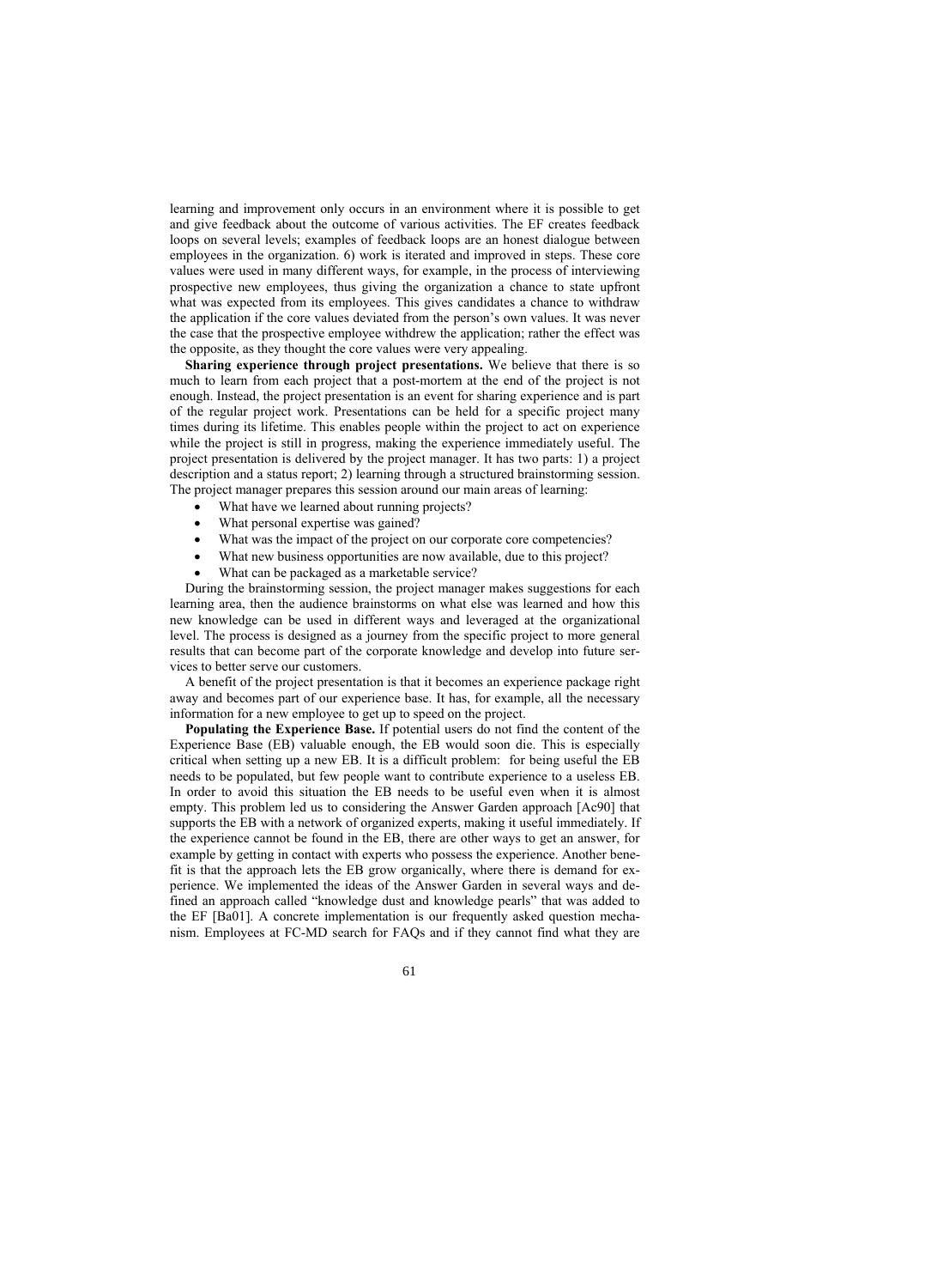learning and improvement only occurs in an environment where it is possible to get and give feedback about the outcome of various activities. The EF creates feedback loops on several levels; examples of feedback loops are an honest dialogue between employees in the organization. 6) work is iterated and improved in steps. These core values were used in many different ways, for example, in the process of interviewing prospective new employees, thus giving the organization a chance to state upfront what was expected from its employees. This gives candidates a chance to withdraw the application if the core values deviated from the person's own values. It was never the case that the prospective employee withdrew the application; rather the effect was the opposite, as they thought the core values were very appealing.

**Sharing experience through project presentations.** We believe that there is so much to learn from each project that a post-mortem at the end of the project is not enough. Instead, the project presentation is an event for sharing experience and is part of the regular project work. Presentations can be held for a specific project many times during its lifetime. This enables people within the project to act on experience while the project is still in progress, making the experience immediately useful. The project presentation is delivered by the project manager. It has two parts: 1) a project description and a status report; 2) learning through a structured brainstorming session. The project manager prepares this session around our main areas of learning:

- What have we learned about running projects?
- What personal expertise was gained?
- What was the impact of the project on our corporate core competencies?
- What new business opportunities are now available, due to this project?
- What can be packaged as a marketable service?

During the brainstorming session, the project manager makes suggestions for each learning area, then the audience brainstorms on what else was learned and how this new knowledge can be used in different ways and leveraged at the organizational level. The process is designed as a journey from the specific project to more general results that can become part of the corporate knowledge and develop into future services to better serve our customers.

A benefit of the project presentation is that it becomes an experience package right away and becomes part of our experience base. It has, for example, all the necessary information for a new employee to get up to speed on the project.

**Populating the Experience Base.** If potential users do not find the content of the Experience Base (EB) valuable enough, the EB would soon die. This is especially critical when setting up a new EB. It is a difficult problem: for being useful the EB needs to be populated, but few people want to contribute experience to a useless EB. In order to avoid this situation the EB needs to be useful even when it is almost empty. This problem led us to considering the Answer Garden approach [Ac90] that supports the EB with a network of organized experts, making it useful immediately. If the experience cannot be found in the EB, there are other ways to get an answer, for example by getting in contact with experts who possess the experience. Another benefit is that the approach lets the EB grow organically, where there is demand for experience. We implemented the ideas of the Answer Garden in several ways and defined an approach called "knowledge dust and knowledge pearls" that was added to the EF [Ba01]. A concrete implementation is our frequently asked question mechanism. Employees at FC-MD search for FAQs and if they cannot find what they are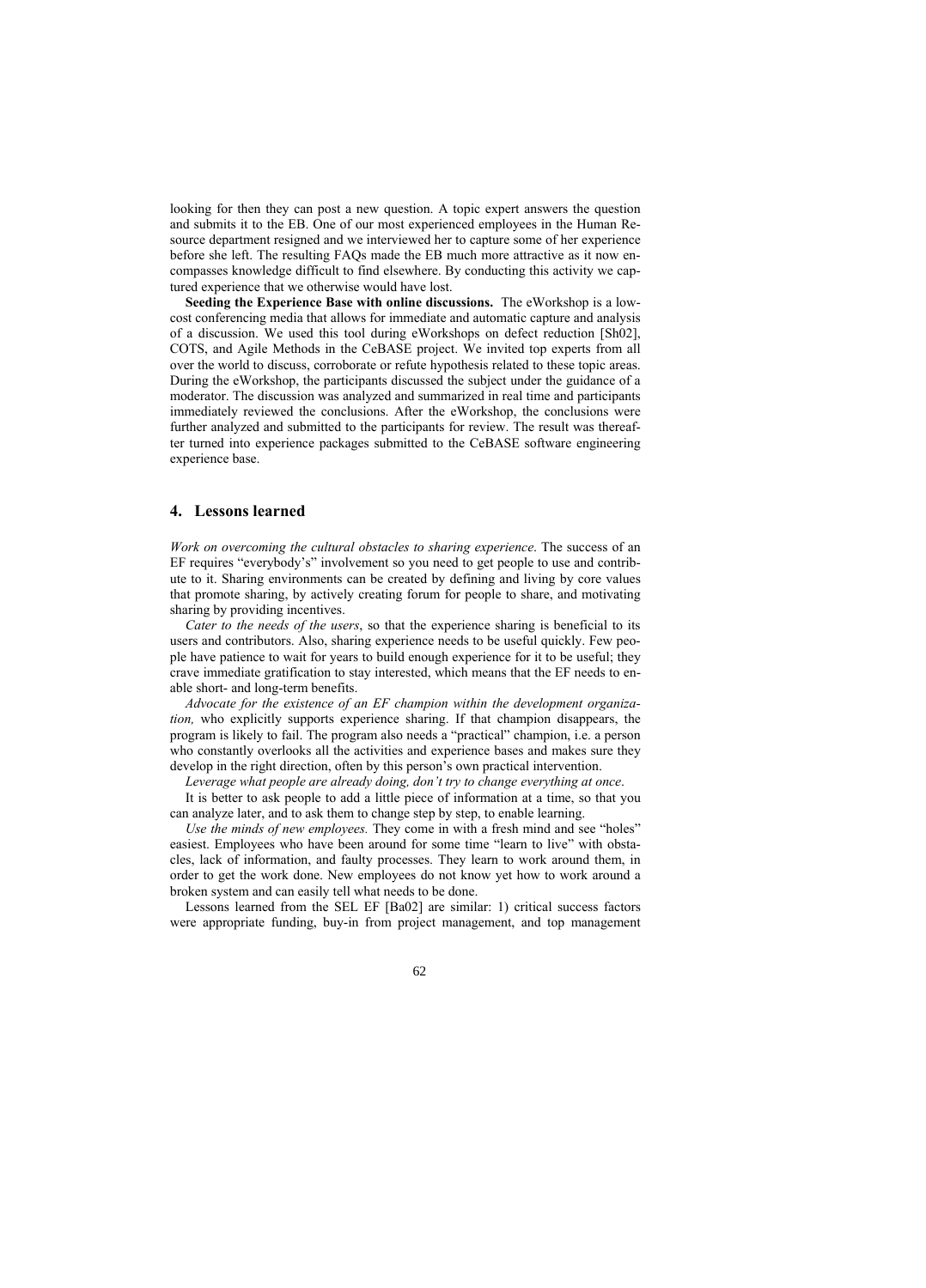looking for then they can post a new question. A topic expert answers the question and submits it to the EB. One of our most experienced employees in the Human Resource department resigned and we interviewed her to capture some of her experience before she left. The resulting FAQs made the EB much more attractive as it now encompasses knowledge difficult to find elsewhere. By conducting this activity we captured experience that we otherwise would have lost.

**Seeding the Experience Base with online discussions.** The eWorkshop is a low-cost conferencing media that allows for immediate and automatic capture and analysis of a discussion. We used this tool during eWorkshops on defect reduction [Sh02], COTS, and Agile Methods in the CeBASE project. We invited top experts from all over the world to discuss, corroborate or refute hypothesis related to these topic areas. During the eWorkshop, the participants discussed the subject under the guidance of a moderator. The discussion was analyzed and summarized in real time and participants immediately reviewed the conclusions. After the eWorkshop, the conclusions were further analyzed and submitted to the participants for review. The result was thereafter turned into experience packages submitted to the CeBASE software engineering experience base.

## 4. Lessons learned

*Work on overcoming the cultural obstacles to sharing experience*. The success of an EF requires "everybody's" involvement so you need to get people to use and contribute to it. Sharing environments can be created by defining and living by core values that promote sharing, by actively creating forum for people to share, and motivating sharing by providing incentives.

*Cater to the needs of the users*, so that the experience sharing is beneficial to its users and contributors. Also, sharing experience needs to be useful quickly. Few people have patience to wait for years to build enough experience for it to be useful; they crave immediate gratification to stay interested, which means that the EF needs to enable short- and long-term benefits.

*Advocate for the existence of an EF champion within the development organization,* who explicitly supports experience sharing. If that champion disappears, the program is likely to fail. The program also needs a "practical" champion, i.e. a person who constantly overlooks all the activities and experience bases and makes sure they develop in the right direction, often by this person's own practical intervention.

*Leverage what people are already doing, don't try to change everything at once*.

It is better to ask people to add a little piece of information at a time, so that you can analyze later, and to ask them to change step by step, to enable learning.

*Use the minds of new employees.* They come in with a fresh mind and see "holes" easiest. Employees who have been around for some time "learn to live" with obstacles, lack of information, and faulty processes. They learn to work around them, in order to get the work done. New employees do not know yet how to work around a broken system and can easily tell what needs to be done.

Lessons learned from the SEL EF [Ba02] are similar: 1) critical success factors were appropriate funding, buy-in from project management, and top management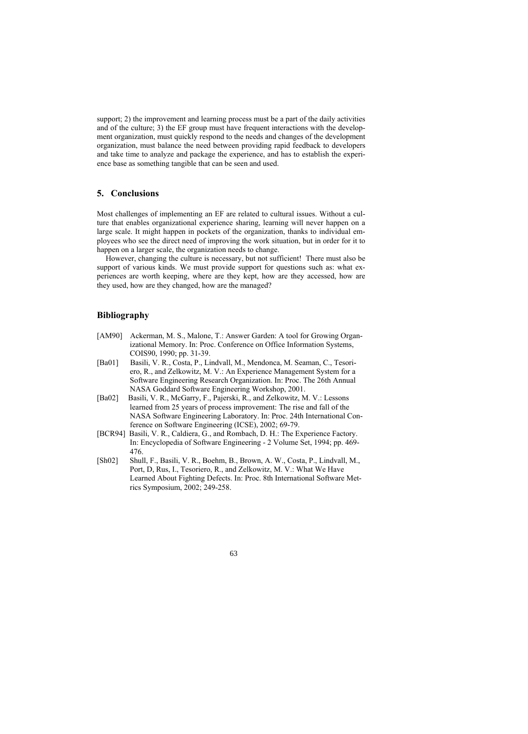support; 2) the improvement and learning process must be a part of the daily activities and of the culture; 3) the EF group must have frequent interactions with the development organization, must quickly respond to the needs and changes of the development organization, must balance the need between providing rapid feedback to developers and take time to analyze and package the experience, and has to establish the experience base as something tangible that can be seen and used.

## 5. Conclusions

Most challenges of implementing an EF are related to cultural issues. Without a culture that enables organizational experience sharing, learning will never happen on a large scale. It might happen in pockets of the organization, thanks to individual employees who see the direct need of improving the work situation, but in order for it to happen on a larger scale, the organization needs to change.

However, changing the culture is necessary, but not sufficient! There must also be support of various kinds. We must provide support for questions such as: what experiences are worth keeping, where are they kept, how are they accessed, how are they used, how are they changed, how are the managed?

## Bibliography

[AM90] Ackerman, M. S., Malone, T.: Answer Garden: A tool for Growing Organizational Memory. In: Proc. Conference on Office Information Systems, COIS90, 1990; pp. 31-39.

[Ba01] Basili, V. R., Costa, P., Lindvall, M., Mendonca, M. Seaman, C., Tesoriero, R., and Zelkowitz, M. V.: An Experience Management System for a Software Engineering Research Organization. In: Proc. The 26th Annual NASA Goddard Software Engineering Workshop, 2001.

[Ba02] Basili, V. R., McGarry, F., Pajerski, R., and Zelkowitz, M. V.: Lessons learned from 25 years of process improvement: The rise and fall of the NASA Software Engineering Laboratory. In: Proc. 24th International Conference on Software Engineering (ICSE), 2002; 69-79.

[BCR94] Basili, V. R., Caldiera, G., and Rombach, D. H.: The Experience Factory. In: Encyclopedia of Software Engineering - 2 Volume Set, 1994; pp. 469-476.

[Sh02] Shull, F., Basili, V. R., Boehm, B., Brown, A. W., Costa, P., Lindvall, M., Port, D, Rus, I., Tesoriero, R., and Zelkowitz, M. V.: What We Have Learned About Fighting Defects. In: Proc. 8th International Software Metrics Symposium, 2002; 249-258.